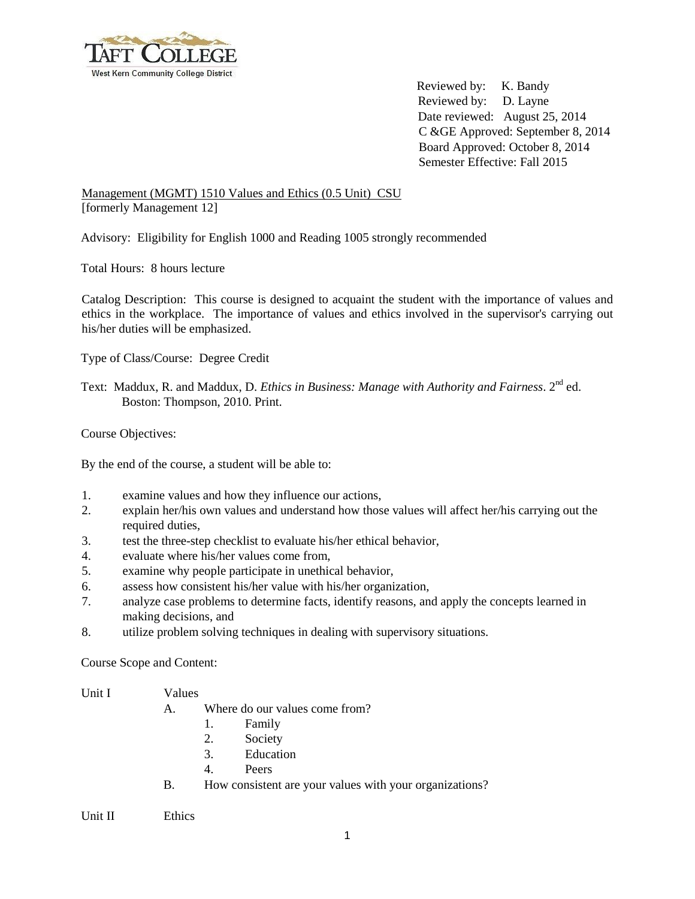Reviewed by: K. Bandy
Reviewed by: D. Layne
Date reviewed: August 25, 2014
C &GE Approved: September 8, 2014
Board Approved: October 8, 2014
Semester Effective: Fall 2015

Management (MGMT) 1510 Values and Ethics (0.5 Unit) CSU
[formerly Management 12]

Advisory: Eligibility for English 1000 and Reading 1005 strongly recommended

Total Hours: 8 hours lecture

Catalog Description: This course is designed to acquaint the student with the importance of values and ethics in the workplace. The importance of values and ethics involved in the supervisor's carrying out his/her duties will be emphasized.

Type of Class/Course: Degree Credit

Text: Maddux, R. and Maddux, D. *Ethics in Business: Manage with Authority and Fairness*. 2nd ed. Boston: Thompson, 2010. Print.

Course Objectives:

By the end of the course, a student will be able to:

1. examine values and how they influence our actions,
2. explain her/his own values and understand how those values will affect her/his carrying out the required duties,
3. test the three-step checklist to evaluate his/her ethical behavior,
4. evaluate where his/her values come from,
5. examine why people participate in unethical behavior,
6. assess how consistent his/her value with his/her organization,
7. analyze case problems to determine facts, identify reasons, and apply the concepts learned in making decisions, and
8. utilize problem solving techniques in dealing with supervisory situations.

Course Scope and Content:

Unit I Values

- A. Where do our values come from?
  1. Family
  2. Society
  3. Education
  4. Peers
- B. How consistent are your values with your organizations?

Unit II Ethics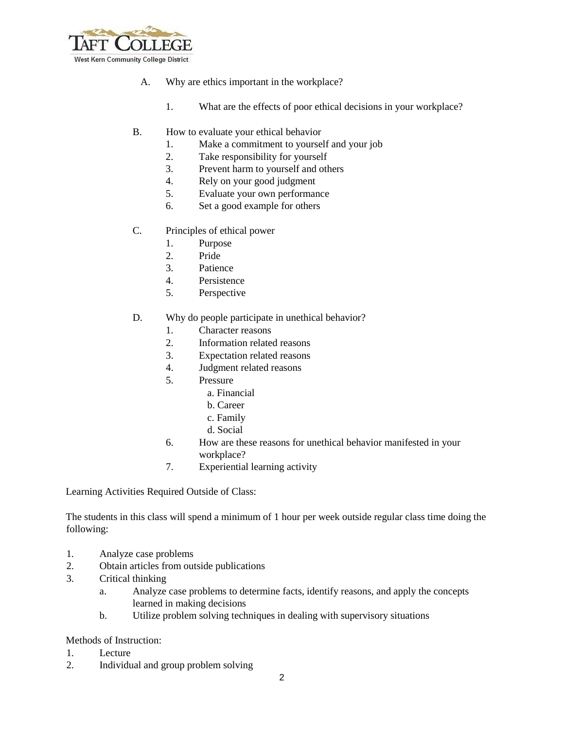A. Why are ethics important in the workplace?

   1. What are the effects of poor ethical decisions in your workplace?

B. How to evaluate your ethical behavior
   1. Make a commitment to yourself and your job
   2. Take responsibility for yourself
   3. Prevent harm to yourself and others
   4. Rely on your good judgment
   5. Evaluate your own performance
   6. Set a good example for others

C. Principles of ethical power
   1. Purpose
   2. Pride
   3. Patience
   4. Persistence
   5. Perspective

D. Why do people participate in unethical behavior?
   1. Character reasons
   2. Information related reasons
   3. Expectation related reasons
   4. Judgment related reasons
   5. Pressure
      a. Financial
      b. Career
      c. Family
      d. Social
   6. How are these reasons for unethical behavior manifested in your workplace?
   7. Experiential learning activity

Learning Activities Required Outside of Class:

The students in this class will spend a minimum of 1 hour per week outside regular class time doing the following:

1. Analyze case problems
2. Obtain articles from outside publications
3. Critical thinking
   a. Analyze case problems to determine facts, identify reasons, and apply the concepts learned in making decisions
   b. Utilize problem solving techniques in dealing with supervisory situations

Methods of Instruction:
1. Lecture
2. Individual and group problem solving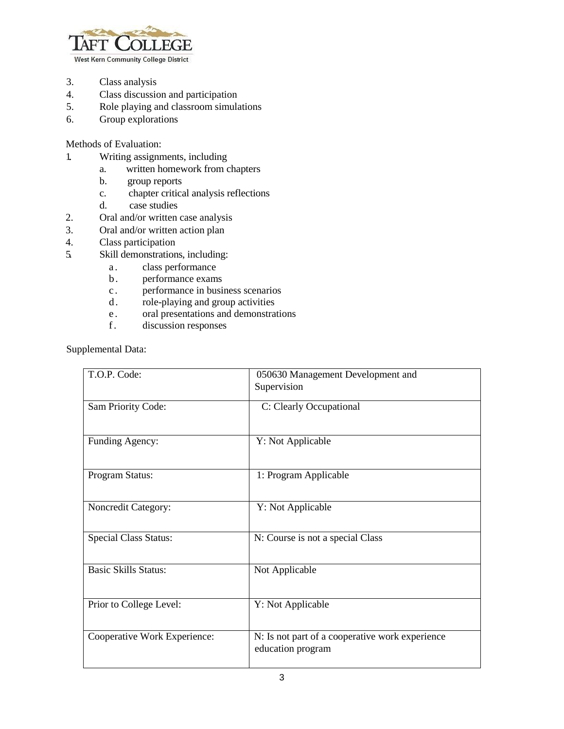3. Class analysis
4. Class discussion and participation
5. Role playing and classroom simulations
6. Group explorations

Methods of Evaluation:

1. Writing assignments, including
   a. written homework from chapters
   b. group reports
   c. chapter critical analysis reflections
   d. case studies
2. Oral and/or written case analysis
3. Oral and/or written action plan
4. Class participation
5. Skill demonstrations, including:
   a. class performance
   b. performance exams
   c. performance in business scenarios
   d. role-playing and group activities
   e. oral presentations and demonstrations
   f. discussion responses

Supplemental Data:

| | |
|---|---|
| T.O.P. Code: | 050630 Management Development and Supervision |
| Sam Priority Code: | C: Clearly Occupational |
| Funding Agency: | Y: Not Applicable |
| Program Status: | 1: Program Applicable |
| Noncredit Category: | Y: Not Applicable |
| Special Class Status: | N: Course is not a special Class |
| Basic Skills Status: | Not Applicable |
| Prior to College Level: | Y: Not Applicable |
| Cooperative Work Experience: | N: Is not part of a cooperative work experience education program |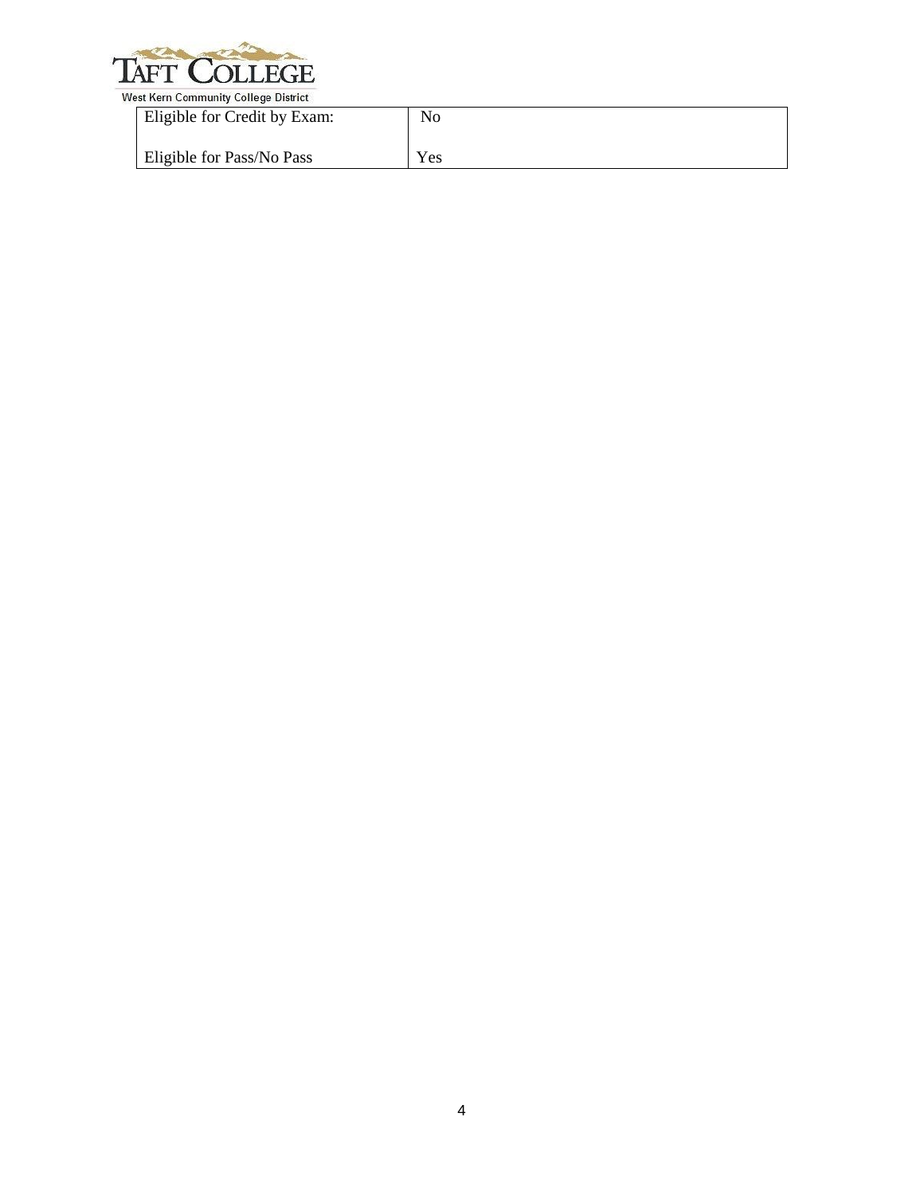| | |
|---|---|
| Eligible for Credit by Exam: | No |
| Eligible for Pass/No Pass | Yes |